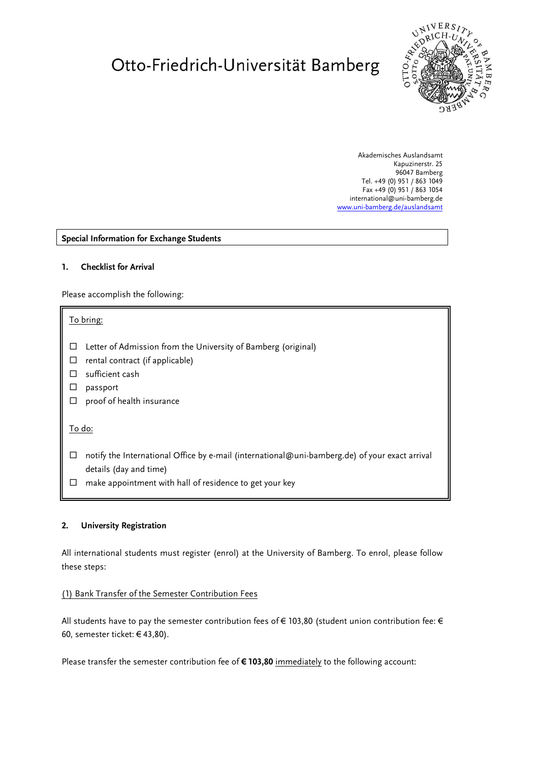# Otto-Friedrich-Universität Bamberg

Akademisches Auslandsamt
Kapuzinerstr. 25
96047 Bamberg
Tel. +49 (0) 951 / 863 1049
Fax +49 (0) 951 / 863 1054
international@uni-bamberg.de
www.uni-bamberg.de/auslandsamt

**Special Information for Exchange Students**

## 1. Checklist for Arrival

Please accomplish the following:

To bring:

- ☐ Letter of Admission from the University of Bamberg (original)
- ☐ rental contract (if applicable)
- ☐ sufficient cash
- ☐ passport
- ☐ proof of health insurance

To do:

- ☐ notify the International Office by e-mail (international@uni-bamberg.de) of your exact arrival details (day and time)
- ☐ make appointment with hall of residence to get your key

## 2. University Registration

All international students must register (enrol) at the University of Bamberg. To enrol, please follow these steps:

(1) Bank Transfer of the Semester Contribution Fees

All students have to pay the semester contribution fees of € 103,80 (student union contribution fee: € 60, semester ticket: € 43,80).

Please transfer the semester contribution fee of **€ 103,80** immediately to the following account: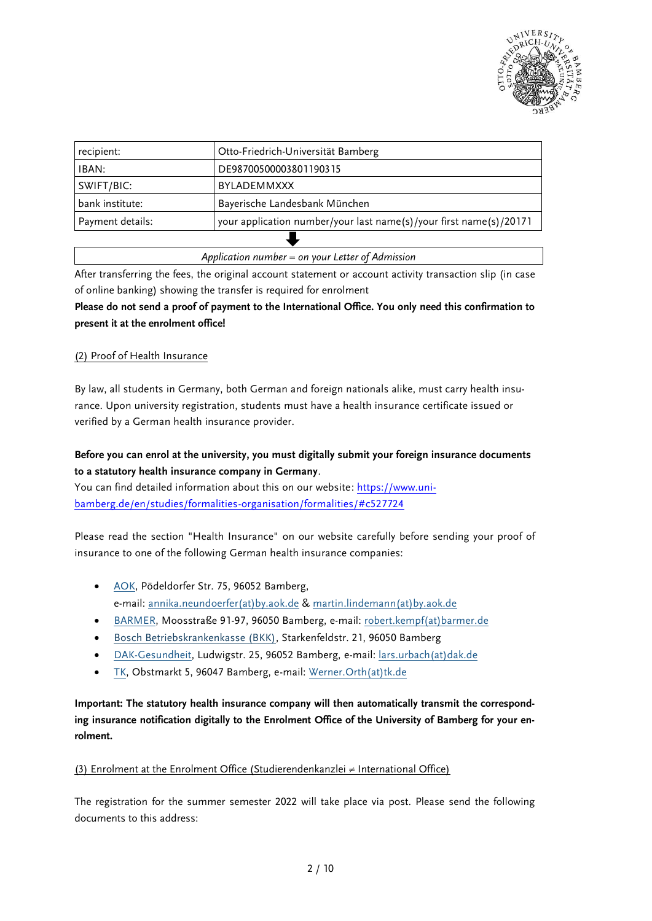| recipient: | Otto-Friedrich-Universität Bamberg |
|---|---|
| IBAN: | DE98700500003801190315 |
| SWIFT/BIC: | BYLADEMMXXX |
| bank institute: | Bayerische Landesbank München |
| Payment details: | your application number/your last name(s)/your first name(s)/20171 |

⬇

*Application number = on your Letter of Admission*

After transferring the fees, the original account statement or account activity transaction slip (in case of online banking) showing the transfer is required for enrolment

**Please do not send a proof of payment to the International Office. You only need this confirmation to present it at the enrolment office!**

(2) Proof of Health Insurance

By law, all students in Germany, both German and foreign nationals alike, must carry health insurance. Upon university registration, students must have a health insurance certificate issued or verified by a German health insurance provider.

**Before you can enrol at the university, you must digitally submit your foreign insurance documents to a statutory health insurance company in Germany**.

You can find detailed information about this on our website: https://www.uni-bamberg.de/en/studies/formalities-organisation/formalities/#c527724

Please read the section "Health Insurance" on our website carefully before sending your proof of insurance to one of the following German health insurance companies:

- AOK, Pödeldorfer Str. 75, 96052 Bamberg, e-mail: annika.neundoerfer(at)by.aok.de & martin.lindemann(at)by.aok.de
- BARMER, Moosstraße 91-97, 96050 Bamberg, e-mail: robert.kempf(at)barmer.de
- Bosch Betriebskrankenkasse (BKK), Starkenfeldstr. 21, 96050 Bamberg
- DAK-Gesundheit, Ludwigstr. 25, 96052 Bamberg, e-mail: lars.urbach(at)dak.de
- TK, Obstmarkt 5, 96047 Bamberg, e-mail: Werner.Orth(at)tk.de

**Important: The statutory health insurance company will then automatically transmit the corresponding insurance notification digitally to the Enrolment Office of the University of Bamberg for your enrolment.**

(3) Enrolment at the Enrolment Office (Studierendenkanzlei ≠ International Office)

The registration for the summer semester 2022 will take place via post. Please send the following documents to this address: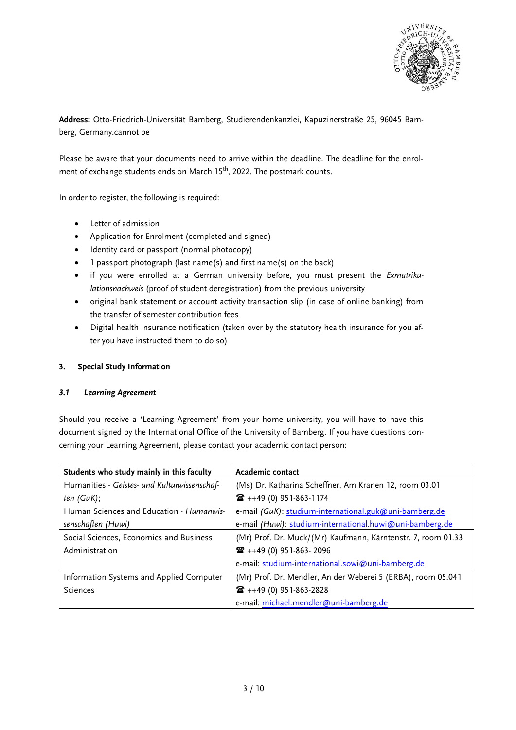**Address:** Otto-Friedrich-Universität Bamberg, Studierendenkanzlei, Kapuzinerstraße 25, 96045 Bamberg, Germany.cannot be

Please be aware that your documents need to arrive within the deadline. The deadline for the enrolment of exchange students ends on March 15th, 2022. The postmark counts.

In order to register, the following is required:

- Letter of admission
- Application for Enrolment (completed and signed)
- Identity card or passport (normal photocopy)
- 1 passport photograph (last name(s) and first name(s) on the back)
- if you were enrolled at a German university before, you must present the *Exmatrikulationsnachweis* (proof of student deregistration) from the previous university
- original bank statement or account activity transaction slip (in case of online banking) from the transfer of semester contribution fees
- Digital health insurance notification (taken over by the statutory health insurance for you after you have instructed them to do so)

## 3. Special Study Information

### *3.1 Learning Agreement*

Should you receive a 'Learning Agreement' from your home university, you will have to have this document signed by the International Office of the University of Bamberg. If you have questions concerning your Learning Agreement, please contact your academic contact person:

| Students who study mainly in this faculty | Academic contact |
|---|---|
| Humanities - *Geistes- und Kulturwissenschaften (GuK)*; Human Sciences and Education - *Humanwissenschaften (Huwi)* | (Ms) Dr. Katharina Scheffner, Am Kranen 12, room 03.01<br>☎ ++49 (0) 951-863-1174<br>e-mail *(GuK)*: studium-international.guk@uni-bamberg.de<br>e-mail *(Huwi)*: studium-international.huwi@uni-bamberg.de |
| Social Sciences, Economics and Business Administration | (Mr) Prof. Dr. Muck/(Mr) Kaufmann, Kärntenstr. 7, room 01.33<br>☎ ++49 (0) 951-863- 2096<br>e-mail: studium-international.sowi@uni-bamberg.de |
| Information Systems and Applied Computer Sciences | (Mr) Prof. Dr. Mendler, An der Weberei 5 (ERBA), room 05.041<br>☎ ++49 (0) 951-863-2828<br>e-mail: michael.mendler@uni-bamberg.de |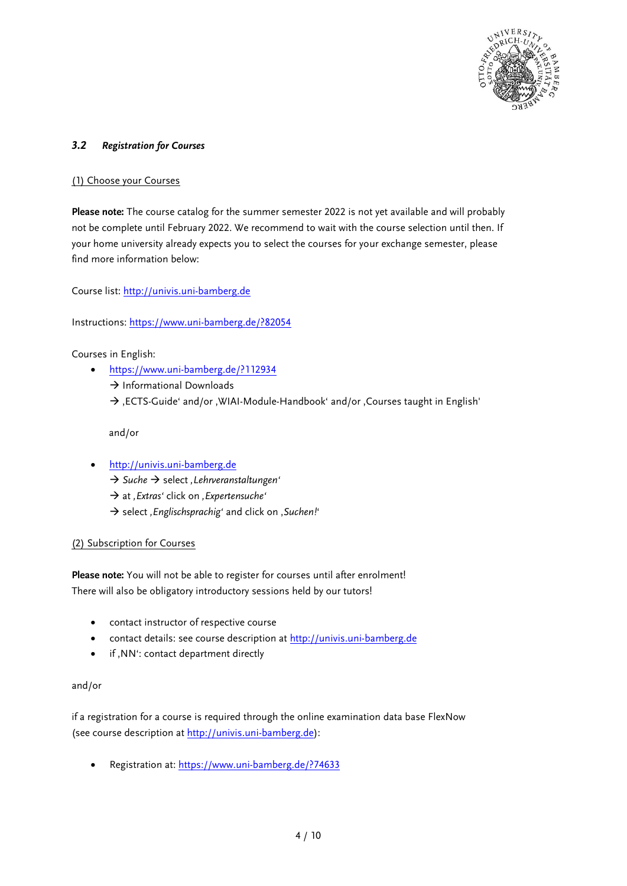### *3.2 Registration for Courses*

(1) Choose your Courses

**Please note:** The course catalog for the summer semester 2022 is not yet available and will probably not be complete until February 2022. We recommend to wait with the course selection until then. If your home university already expects you to select the courses for your exchange semester, please find more information below:

Course list: http://univis.uni-bamberg.de

Instructions: https://www.uni-bamberg.de/?82054

Courses in English:

- https://www.uni-bamberg.de/?112934
  → Informational Downloads
  → ‚ECTS-Guide' and/or ‚WIAI-Module-Handbook' and/or ‚Courses taught in English'

  and/or

- http://univis.uni-bamberg.de
  → *Suche* → select ‚*Lehrveranstaltungen*'
  → at ‚*Extras*' click on ‚*Expertensuche*'
  → select ‚*Englischsprachig*' and click on ‚*Suchen!*'

(2) Subscription for Courses

**Please note:** You will not be able to register for courses until after enrolment!
There will also be obligatory introductory sessions held by our tutors!

- contact instructor of respective course
- contact details: see course description at http://univis.uni-bamberg.de
- if ‚NN': contact department directly

and/or

if a registration for a course is required through the online examination data base FlexNow (see course description at http://univis.uni-bamberg.de):

- Registration at: https://www.uni-bamberg.de/?74633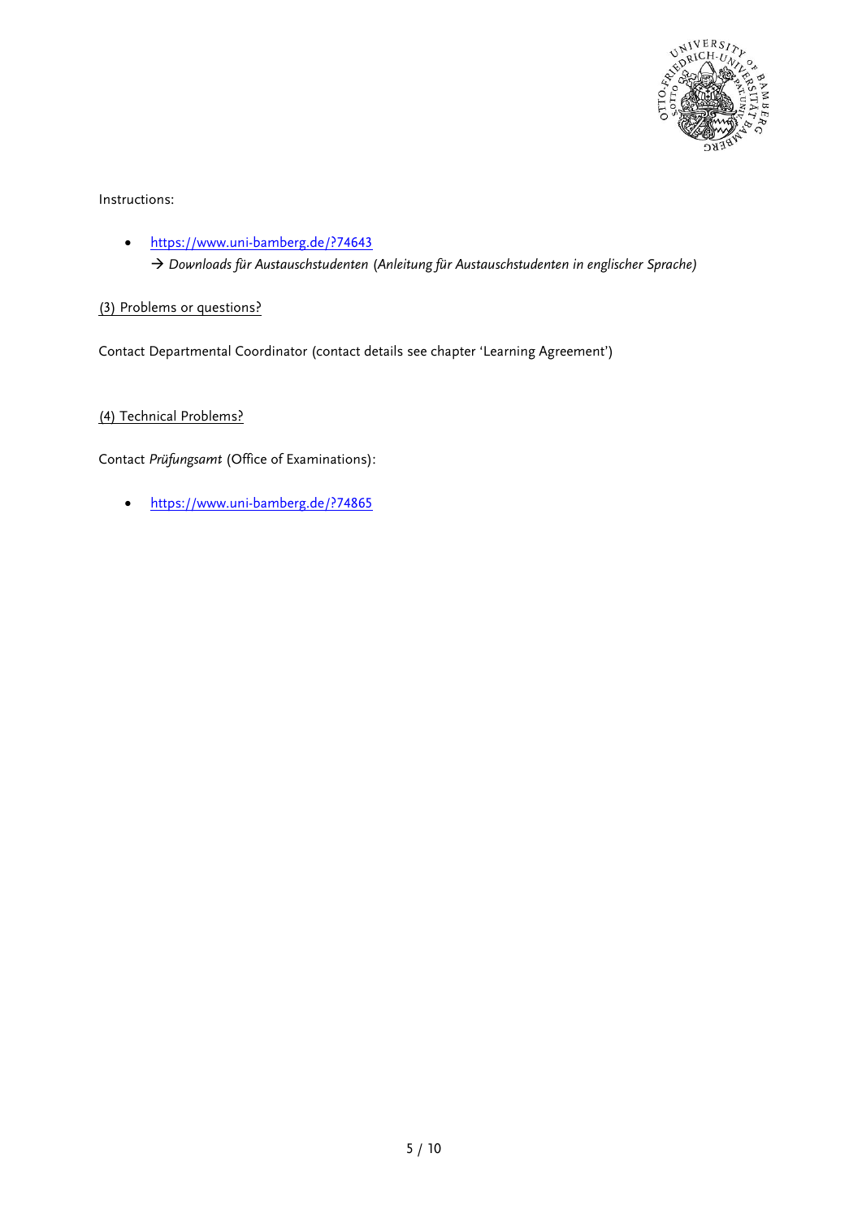Instructions:

- https://www.uni-bamberg.de/?74643
  → *Downloads für Austauschstudenten (Anleitung für Austauschstudenten in englischer Sprache)*

(3) Problems or questions?

Contact Departmental Coordinator (contact details see chapter 'Learning Agreement')

(4) Technical Problems?

Contact *Prüfungsamt* (Office of Examinations):

- https://www.uni-bamberg.de/?74865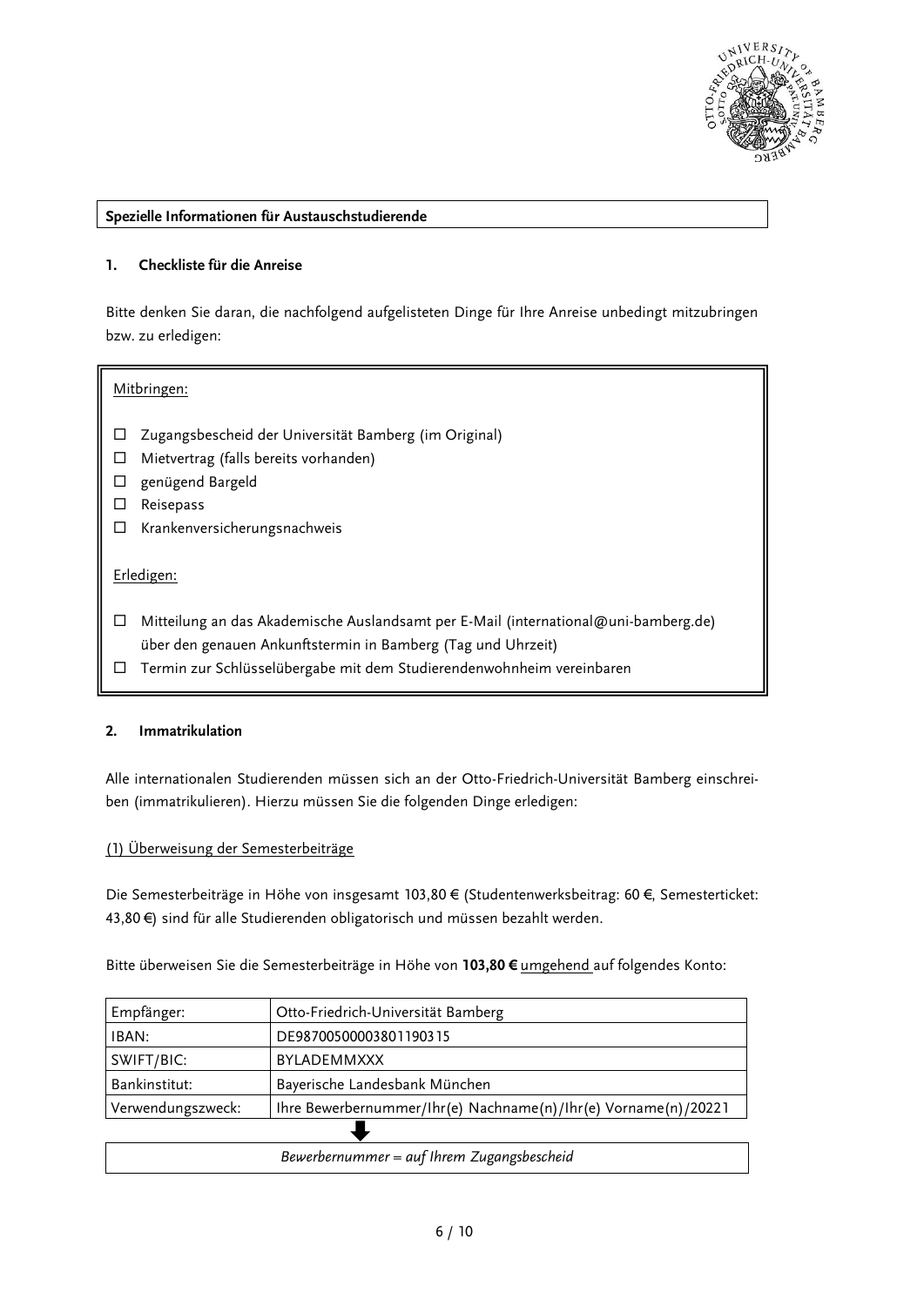**Spezielle Informationen für Austauschstudierende**

## 1. Checkliste für die Anreise

Bitte denken Sie daran, die nachfolgend aufgelisteten Dinge für Ihre Anreise unbedingt mitzubringen bzw. zu erledigen:

<u>Mitbringen:</u>

- ☐ Zugangsbescheid der Universität Bamberg (im Original)
- ☐ Mietvertrag (falls bereits vorhanden)
- ☐ genügend Bargeld
- ☐ Reisepass
- ☐ Krankenversicherungsnachweis

<u>Erledigen:</u>

- ☐ Mitteilung an das Akademische Auslandsamt per E-Mail (international@uni-bamberg.de) über den genauen Ankunftstermin in Bamberg (Tag und Uhrzeit)
- ☐ Termin zur Schlüsselübergabe mit dem Studierendenwohnheim vereinbaren

## 2. Immatrikulation

Alle internationalen Studierenden müssen sich an der Otto-Friedrich-Universität Bamberg einschreiben (immatrikulieren). Hierzu müssen Sie die folgenden Dinge erledigen:

<u>(1) Überweisung der Semesterbeiträge</u>

Die Semesterbeiträge in Höhe von insgesamt 103,80 € (Studentenwerksbeitrag: 60 €, Semesterticket: 43,80 €) sind für alle Studierenden obligatorisch und müssen bezahlt werden.

Bitte überweisen Sie die Semesterbeiträge in Höhe von **103,80 €** <u>umgehend</u> auf folgendes Konto:

| Empfänger: | Otto-Friedrich-Universität Bamberg |
|---|---|
| IBAN: | DE98700500003801190315 |
| SWIFT/BIC: | BYLADEMMXXX |
| Bankinstitut: | Bayerische Landesbank München |
| Verwendungszweck: | Ihre Bewerbernummer/Ihr(e) Nachname(n)/Ihr(e) Vorname(n)/20221 |

⬇

*Bewerbernummer = auf Ihrem Zugangsbescheid*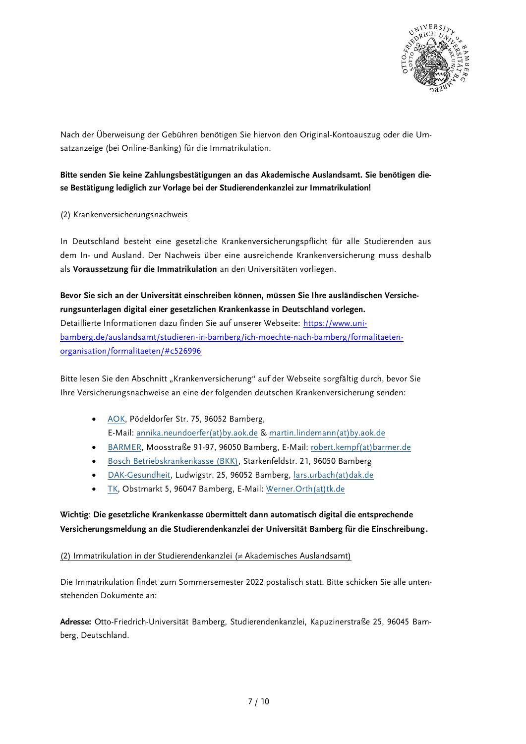Nach der Überweisung der Gebühren benötigen Sie hiervon den Original-Kontoauszug oder die Umsatzanzeige (bei Online-Banking) für die Immatrikulation.

**Bitte senden Sie keine Zahlungsbestätigungen an das Akademische Auslandsamt. Sie benötigen diese Bestätigung lediglich zur Vorlage bei der Studierendenkanzlei zur Immatrikulation!**

<u>(2) Krankenversicherungsnachweis</u>

In Deutschland besteht eine gesetzliche Krankenversicherungspflicht für alle Studierenden aus dem In- und Ausland. Der Nachweis über eine ausreichende Krankenversicherung muss deshalb als **Voraussetzung für die Immatrikulation** an den Universitäten vorliegen.

**Bevor Sie sich an der Universität einschreiben können, müssen Sie Ihre ausländischen Versicherungsunterlagen digital einer gesetzlichen Krankenkasse in Deutschland vorlegen.**
Detaillierte Informationen dazu finden Sie auf unserer Webseite: [https://www.uni-bamberg.de/auslandsamt/studieren-in-bamberg/ich-moechte-nach-bamberg/formalitaeten-organisation/formalitaeten/#c526996](https://www.uni-bamberg.de/auslandsamt/studieren-in-bamberg/ich-moechte-nach-bamberg/formalitaeten-organisation/formalitaeten/#c526996)

Bitte lesen Sie den Abschnitt „Krankenversicherung" auf der Webseite sorgfältig durch, bevor Sie Ihre Versicherungsnachweise an eine der folgenden deutschen Krankenversicherung senden:

- AOK, Pödeldorfer Str. 75, 96052 Bamberg,
  E-Mail: annika.neundoerfer(at)by.aok.de & martin.lindemann(at)by.aok.de
- BARMER, Moosstraße 91-97, 96050 Bamberg, E-Mail: robert.kempf(at)barmer.de
- Bosch Betriebskrankenkasse (BKK), Starkenfeldstr. 21, 96050 Bamberg
- DAK-Gesundheit, Ludwigstr. 25, 96052 Bamberg, lars.urbach(at)dak.de
- TK, Obstmarkt 5, 96047 Bamberg, E-Mail: Werner.Orth(at)tk.de

**Wichtig: Die gesetzliche Krankenkasse übermittelt dann automatisch digital die entsprechende Versicherungsmeldung an die Studierendenkanzlei der Universität Bamberg für die Einschreibung.**

<u>(2) Immatrikulation in der Studierendenkanzlei (≠ Akademisches Auslandsamt)</u>

Die Immatrikulation findet zum Sommersemester 2022 postalisch statt. Bitte schicken Sie alle untenstehenden Dokumente an:

**Adresse:** Otto-Friedrich-Universität Bamberg, Studierendenkanzlei, Kapuzinerstraße 25, 96045 Bamberg, Deutschland.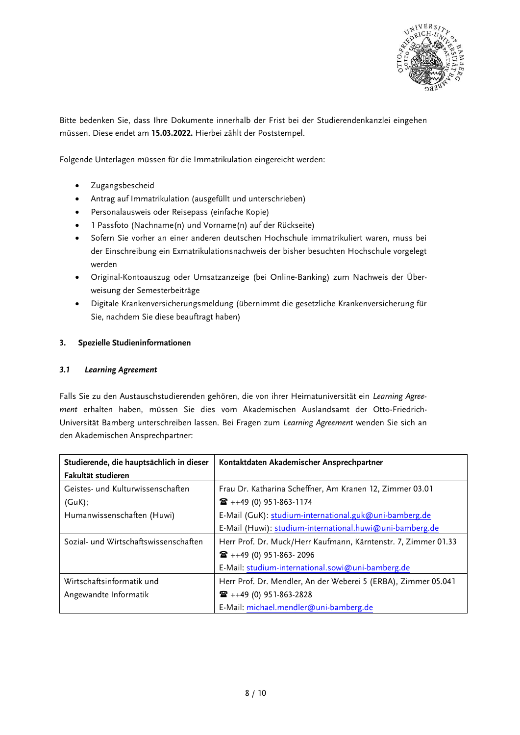Bitte bedenken Sie, dass Ihre Dokumente innerhalb der Frist bei der Studierendenkanzlei eingehen müssen. Diese endet am **15.03.2022.** Hierbei zählt der Poststempel.

Folgende Unterlagen müssen für die Immatrikulation eingereicht werden:

- Zugangsbescheid
- Antrag auf Immatrikulation (ausgefüllt und unterschrieben)
- Personalausweis oder Reisepass (einfache Kopie)
- 1 Passfoto (Nachname(n) und Vorname(n) auf der Rückseite)
- Sofern Sie vorher an einer anderen deutschen Hochschule immatrikuliert waren, muss bei der Einschreibung ein Exmatrikulationsnachweis der bisher besuchten Hochschule vorgelegt werden
- Original-Kontoauszug oder Umsatzanzeige (bei Online-Banking) zum Nachweis der Überweisung der Semesterbeiträge
- Digitale Krankenversicherungsmeldung (übernimmt die gesetzliche Krankenversicherung für Sie, nachdem Sie diese beauftragt haben)

## 3. Spezielle Studieninformationen

### *3.1 Learning Agreement*

Falls Sie zu den Austauschstudierenden gehören, die von ihrer Heimatuniversität ein *Learning Agreement* erhalten haben, müssen Sie dies vom Akademischen Auslandsamt der Otto-Friedrich-Universität Bamberg unterschreiben lassen. Bei Fragen zum *Learning Agreement* wenden Sie sich an den Akademischen Ansprechpartner:

| **Studierende, die hauptsächlich in dieser Fakultät studieren** | **Kontaktdaten Akademischer Ansprechpartner** |
|---|---|
| Geistes- und Kulturwissenschaften (GuK);<br>Humanwissenschaften (Huwi) | Frau Dr. Katharina Scheffner, Am Kranen 12, Zimmer 03.01<br>☎ ++49 (0) 951-863-1174<br>E-Mail (GuK): studium-international.guk@uni-bamberg.de<br>E-Mail (Huwi): studium-international.huwi@uni-bamberg.de |
| Sozial- und Wirtschaftswissenschaften | Herr Prof. Dr. Muck/Herr Kaufmann, Kärntenstr. 7, Zimmer 01.33<br>☎ ++49 (0) 951-863- 2096<br>E-Mail: studium-international.sowi@uni-bamberg.de |
| Wirtschaftsinformatik und Angewandte Informatik | Herr Prof. Dr. Mendler, An der Weberei 5 (ERBA), Zimmer 05.041<br>☎ ++49 (0) 951-863-2828<br>E-Mail: michael.mendler@uni-bamberg.de |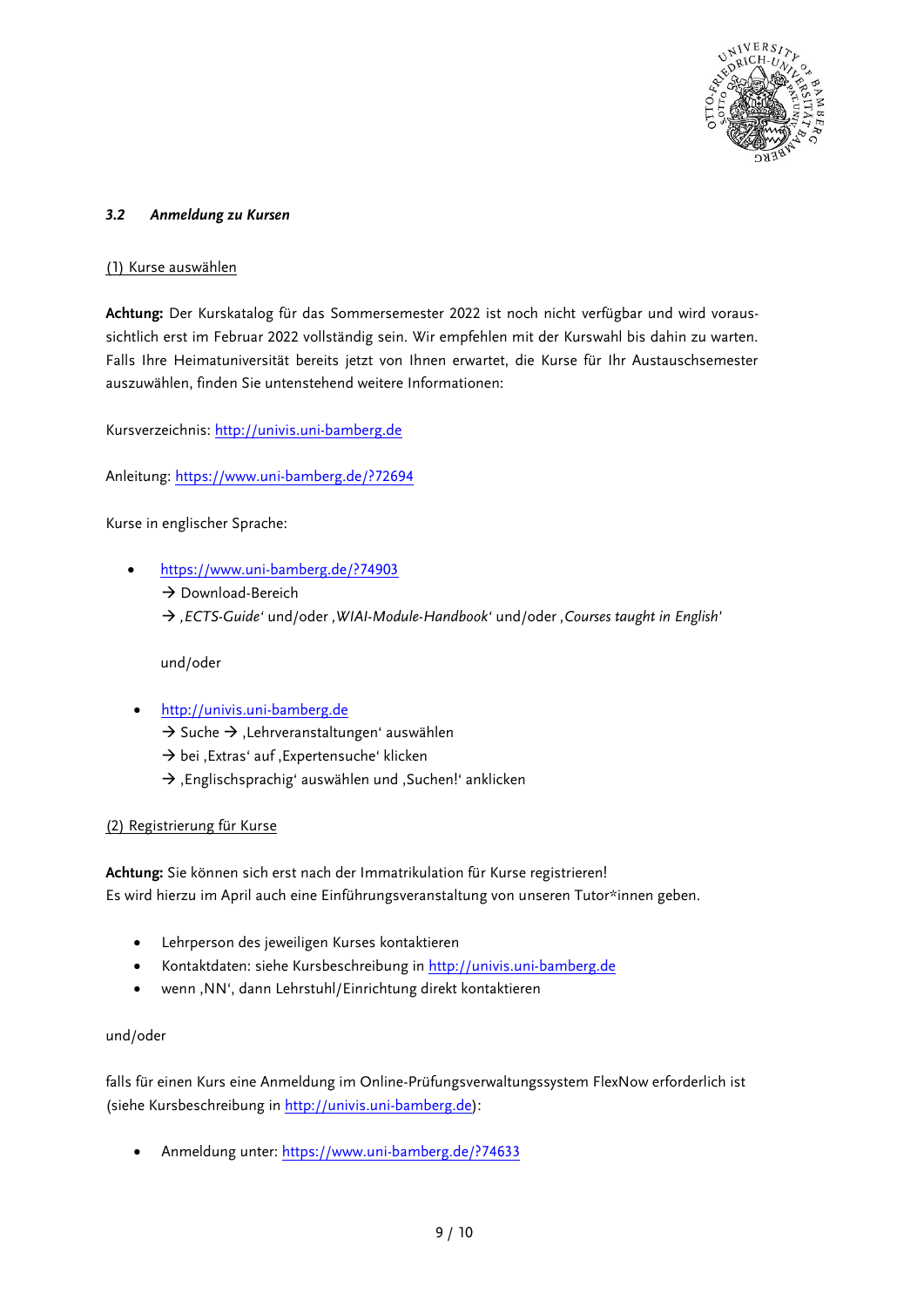### 3.2 *Anmeldung zu Kursen*

(1) Kurse auswählen

**Achtung:** Der Kurskatalog für das Sommersemester 2022 ist noch nicht verfügbar und wird voraussichtlich erst im Februar 2022 vollständig sein. Wir empfehlen mit der Kurswahl bis dahin zu warten. Falls Ihre Heimatuniversität bereits jetzt von Ihnen erwartet, die Kurse für Ihr Austauschsemester auszuwählen, finden Sie untenstehend weitere Informationen:

Kursverzeichnis: http://univis.uni-bamberg.de

Anleitung: https://www.uni-bamberg.de/?72694

Kurse in englischer Sprache:

- https://www.uni-bamberg.de/?74903
  → Download-Bereich
  → ‚*ECTS-Guide*' und/oder ‚*WIAI-Module-Handbook*' und/oder ‚*Courses taught in English'*

  und/oder

- http://univis.uni-bamberg.de
  → Suche → ‚Lehrveranstaltungen' auswählen
  → bei ‚Extras' auf ‚Expertensuche' klicken
  → ‚Englischsprachig' auswählen und ‚Suchen!' anklicken

(2) Registrierung für Kurse

**Achtung:** Sie können sich erst nach der Immatrikulation für Kurse registrieren!
Es wird hierzu im April auch eine Einführungsveranstaltung von unseren Tutor*innen geben.

- Lehrperson des jeweiligen Kurses kontaktieren
- Kontaktdaten: siehe Kursbeschreibung in http://univis.uni-bamberg.de
- wenn ‚NN', dann Lehrstuhl/Einrichtung direkt kontaktieren

und/oder

falls für einen Kurs eine Anmeldung im Online-Prüfungsverwaltungssystem FlexNow erforderlich ist (siehe Kursbeschreibung in http://univis.uni-bamberg.de):

- Anmeldung unter: https://www.uni-bamberg.de/?74633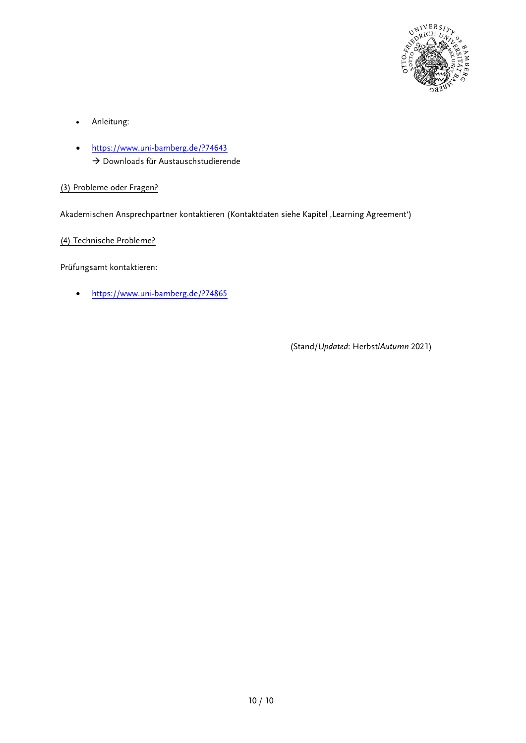- Anleitung:
- https://www.uni-bamberg.de/?74643
  → Downloads für Austauschstudierende

(3) Probleme oder Fragen?

Akademischen Ansprechpartner kontaktieren (Kontaktdaten siehe Kapitel ‚Learning Agreement')

(4) Technische Probleme?

Prüfungsamt kontaktieren:

- https://www.uni-bamberg.de/?74865

(Stand/*Updated*: Herbst/*Autumn* 2021)